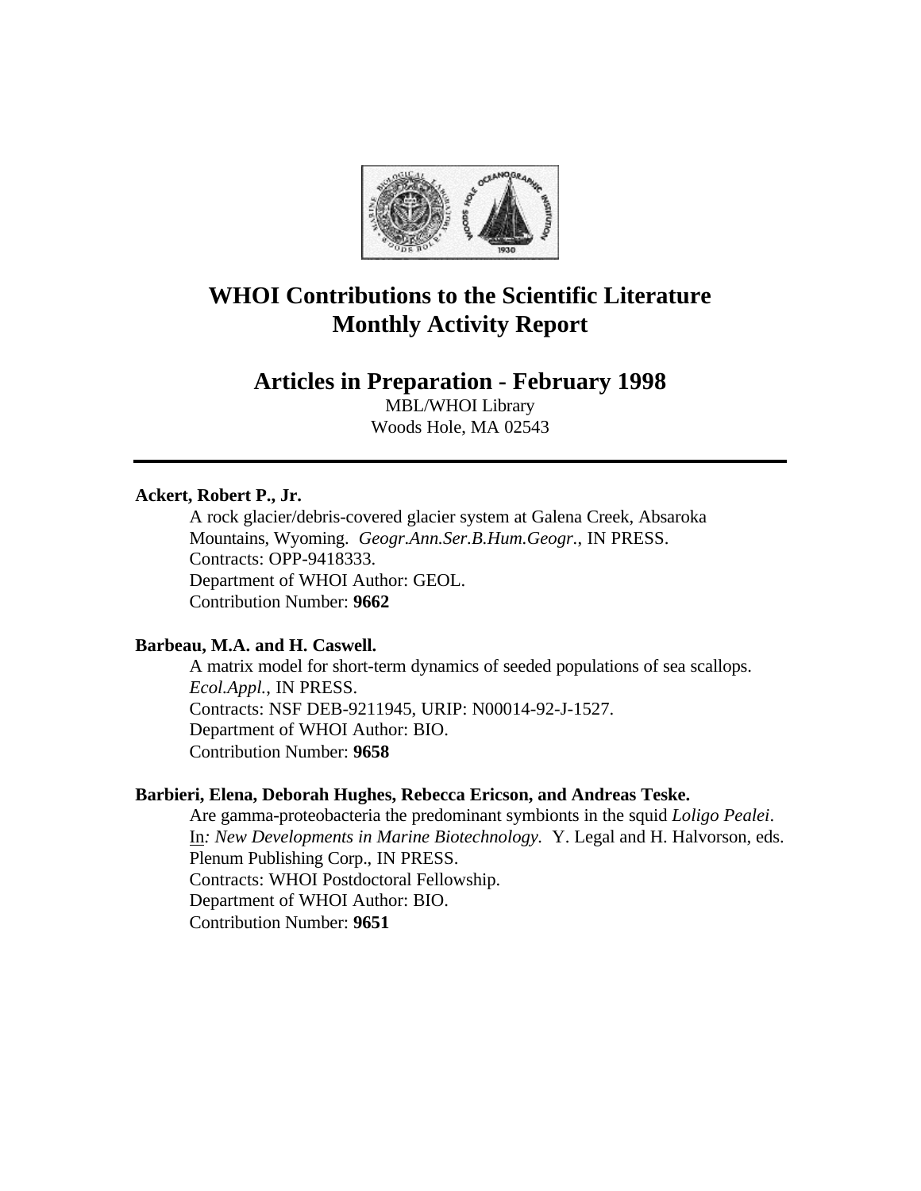# WHOI Contributions to the Scientific Literature Monthly Activity Report

## Articles in Preparation - February 1998

MBL/WHOI Library
Woods Hole, MA 02543

---

**Ackert, Robert P., Jr.**

A rock glacier/debris-covered glacier system at Galena Creek, Absaroka Mountains, Wyoming. *Geogr.Ann.Ser.B.Hum.Geogr.*, IN PRESS.
Contracts: OPP-9418333.
Department of WHOI Author: GEOL.
Contribution Number: **9662**

**Barbeau, M.A. and H. Caswell.**

A matrix model for short-term dynamics of seeded populations of sea scallops. *Ecol.Appl.*, IN PRESS.
Contracts: NSF DEB-9211945, URIP: N00014-92-J-1527.
Department of WHOI Author: BIO.
Contribution Number: **9658**

**Barbieri, Elena, Deborah Hughes, Rebecca Ericson, and Andreas Teske.**

Are gamma-proteobacteria the predominant symbionts in the squid *Loligo Pealei*. In*: New Developments in Marine Biotechnology.* Y. Legal and H. Halvorson, eds. Plenum Publishing Corp., IN PRESS.
Contracts: WHOI Postdoctoral Fellowship.
Department of WHOI Author: BIO.
Contribution Number: **9651**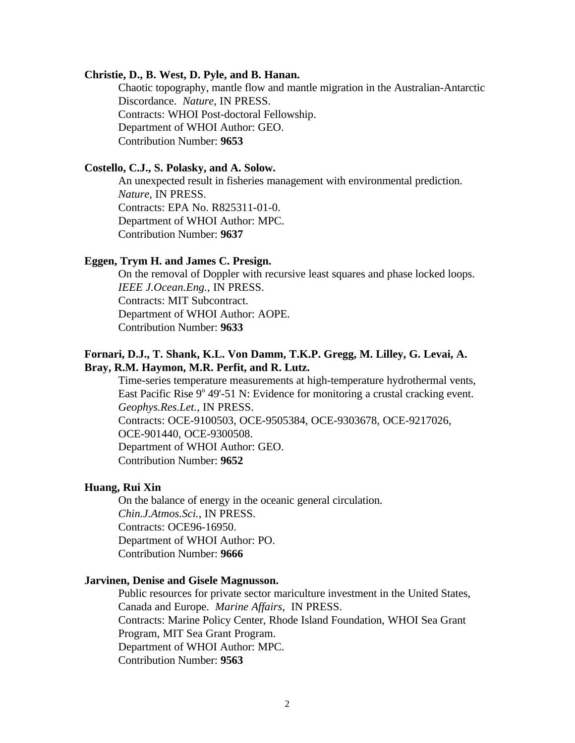**Christie, D., B. West, D. Pyle, and B. Hanan.**

Chaotic topography, mantle flow and mantle migration in the Australian-Antarctic Discordance. *Nature*, IN PRESS.
Contracts: WHOI Post-doctoral Fellowship.
Department of WHOI Author: GEO.
Contribution Number: **9653**

**Costello, C.J., S. Polasky, and A. Solow.**

An unexpected result in fisheries management with environmental prediction. *Nature*, IN PRESS.
Contracts: EPA No. R825311-01-0.
Department of WHOI Author: MPC.
Contribution Number: **9637**

**Eggen, Trym H. and James C. Presign.**

On the removal of Doppler with recursive least squares and phase locked loops. *IEEE J.Ocean.Eng.*, IN PRESS.
Contracts: MIT Subcontract.
Department of WHOI Author: AOPE.
Contribution Number: **9633**

**Fornari, D.J., T. Shank, K.L. Von Damm, T.K.P. Gregg, M. Lilley, G. Levai, A. Bray, R.M. Haymon, M.R. Perfit, and R. Lutz.**

Time-series temperature measurements at high-temperature hydrothermal vents, East Pacific Rise 9$^{o}$ 49'-51 N: Evidence for monitoring a crustal cracking event. *Geophys.Res.Let.*, IN PRESS.
Contracts: OCE-9100503, OCE-9505384, OCE-9303678, OCE-9217026, OCE-901440, OCE-9300508.
Department of WHOI Author: GEO.
Contribution Number: **9652**

**Huang, Rui Xin**

On the balance of energy in the oceanic general circulation. *Chin.J.Atmos.Sci.*, IN PRESS.
Contracts: OCE96-16950.
Department of WHOI Author: PO.
Contribution Number: **9666**

**Jarvinen, Denise and Gisele Magnusson.**

Public resources for private sector mariculture investment in the United States, Canada and Europe. *Marine Affairs*, IN PRESS.
Contracts: Marine Policy Center, Rhode Island Foundation, WHOI Sea Grant Program, MIT Sea Grant Program.
Department of WHOI Author: MPC.
Contribution Number: **9563**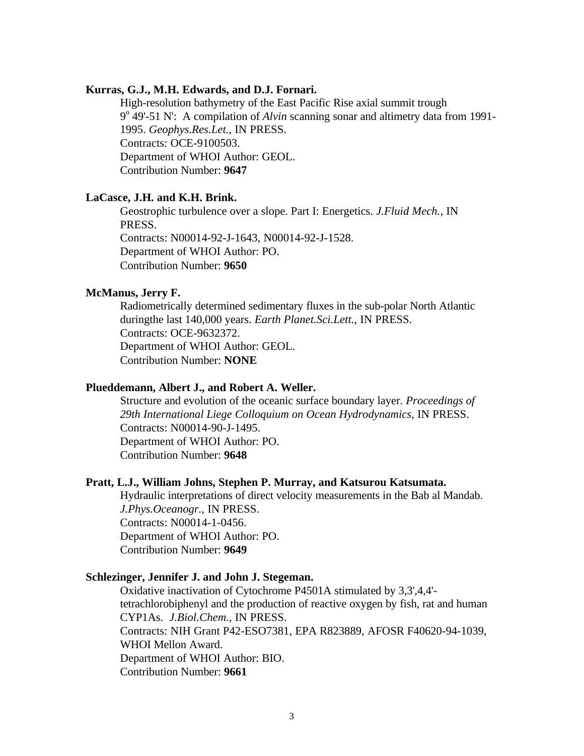**Kurras, G.J., M.H. Edwards, and D.J. Fornari.**

High-resolution bathymetry of the East Pacific Rise axial summit trough $9^{o}$ 49'-51 N': A compilation of *Alvin* scanning sonar and altimetry data from 1991-1995. *Geophys.Res.Let.*, IN PRESS.
Contracts: OCE-9100503.
Department of WHOI Author: GEOL.
Contribution Number: **9647**

**LaCasce, J.H. and K.H. Brink.**

Geostrophic turbulence over a slope. Part I: Energetics. *J.Fluid Mech.*, IN PRESS.
Contracts: N00014-92-J-1643, N00014-92-J-1528.
Department of WHOI Author: PO.
Contribution Number: **9650**

**McManus, Jerry F.**

Radiometrically determined sedimentary fluxes in the sub-polar North Atlantic duringthe last 140,000 years. *Earth Planet.Sci.Lett.*, IN PRESS.
Contracts: OCE-9632372.
Department of WHOI Author: GEOL.
Contribution Number: **NONE**

**Plueddemann, Albert J., and Robert A. Weller.**

Structure and evolution of the oceanic surface boundary layer. *Proceedings of 29th International Liege Colloquium on Ocean Hydrodynamics*, IN PRESS.
Contracts: N00014-90-J-1495.
Department of WHOI Author: PO.
Contribution Number: **9648**

**Pratt, L.J., William Johns, Stephen P. Murray, and Katsurou Katsumata.**

Hydraulic interpretations of direct velocity measurements in the Bab al Mandab. *J.Phys.Oceanogr.*, IN PRESS.
Contracts: N00014-1-0456.
Department of WHOI Author: PO.
Contribution Number: **9649**

**Schlezinger, Jennifer J. and John J. Stegeman.**

Oxidative inactivation of Cytochrome P4501A stimulated by 3,3',4,4'-tetrachlorobiphenyl and the production of reactive oxygen by fish, rat and human CYP1As. *J.Biol.Chem.*, IN PRESS.
Contracts: NIH Grant P42-ESO7381, EPA R823889, AFOSR F40620-94-1039, WHOI Mellon Award.
Department of WHOI Author: BIO.
Contribution Number: **9661**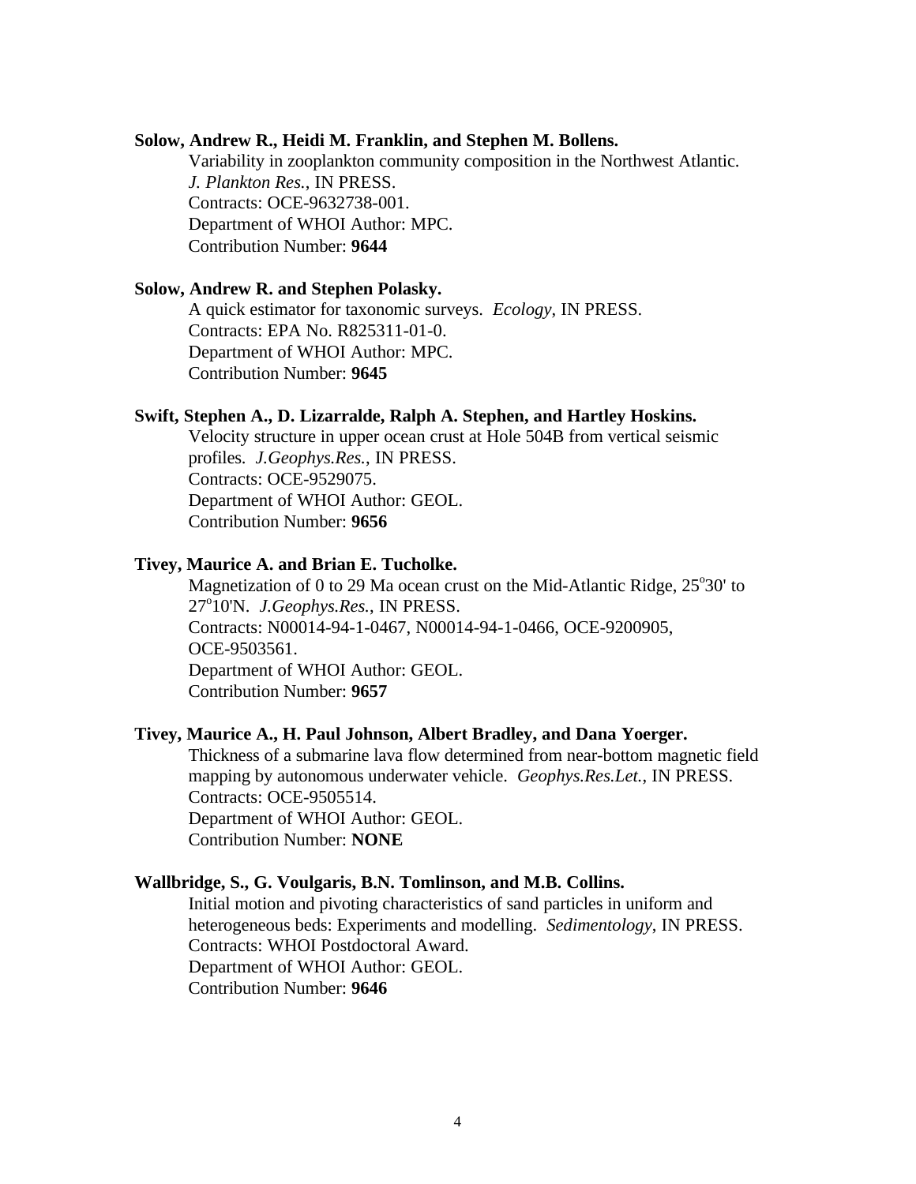**Solow, Andrew R., Heidi M. Franklin, and Stephen M. Bollens.**
Variability in zooplankton community composition in the Northwest Atlantic.
*J. Plankton Res.*, IN PRESS.
Contracts: OCE-9632738-001.
Department of WHOI Author: MPC.
Contribution Number: **9644**

**Solow, Andrew R. and Stephen Polasky.**
A quick estimator for taxonomic surveys. *Ecology*, IN PRESS.
Contracts: EPA No. R825311-01-0.
Department of WHOI Author: MPC.
Contribution Number: **9645**

**Swift, Stephen A., D. Lizarralde, Ralph A. Stephen, and Hartley Hoskins.**
Velocity structure in upper ocean crust at Hole 504B from vertical seismic profiles. *J.Geophys.Res.*, IN PRESS.
Contracts: OCE-9529075.
Department of WHOI Author: GEOL.
Contribution Number: **9656**

**Tivey, Maurice A. and Brian E. Tucholke.**
Magnetization of 0 to 29 Ma ocean crust on the Mid-Atlantic Ridge, 25°30' to 27°10'N. *J.Geophys.Res.*, IN PRESS.
Contracts: N00014-94-1-0467, N00014-94-1-0466, OCE-9200905, OCE-9503561.
Department of WHOI Author: GEOL.
Contribution Number: **9657**

**Tivey, Maurice A., H. Paul Johnson, Albert Bradley, and Dana Yoerger.**
Thickness of a submarine lava flow determined from near-bottom magnetic field mapping by autonomous underwater vehicle. *Geophys.Res.Let.*, IN PRESS.
Contracts: OCE-9505514.
Department of WHOI Author: GEOL.
Contribution Number: **NONE**

**Wallbridge, S., G. Voulgaris, B.N. Tomlinson, and M.B. Collins.**
Initial motion and pivoting characteristics of sand particles in uniform and heterogeneous beds: Experiments and modelling. *Sedimentology*, IN PRESS.
Contracts: WHOI Postdoctoral Award.
Department of WHOI Author: GEOL.
Contribution Number: **9646**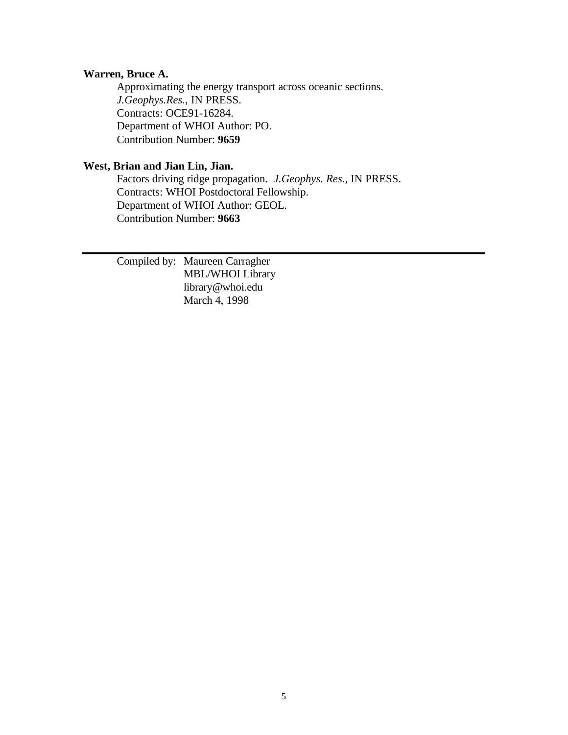**Warren, Bruce A.**

Approximating the energy transport across oceanic sections.
*J.Geophys.Res.*, IN PRESS.
Contracts: OCE91-16284.
Department of WHOI Author: PO.
Contribution Number: **9659**

**West, Brian and Jian Lin, Jian.**

Factors driving ridge propagation. *J.Geophys. Res.*, IN PRESS.
Contracts: WHOI Postdoctoral Fellowship.
Department of WHOI Author: GEOL.
Contribution Number: **9663**

---

Compiled by: Maureen Carragher
MBL/WHOI Library
library@whoi.edu
March 4, 1998